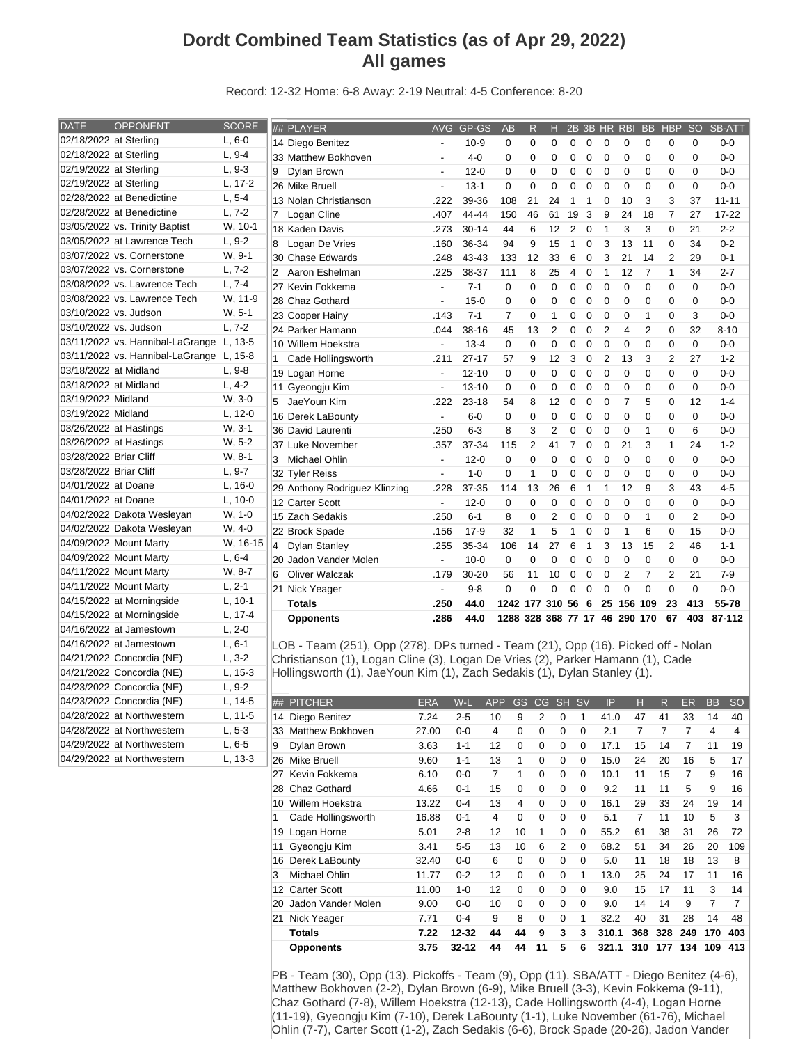# Dordt Combined Team Statistics (as of Apr 29, 2022)
## All games

Record: 12-32 Home: 6-8 Away: 2-19 Neutral: 4-5 Conference: 8-20

| DATE | OPPONENT | SCORE |
|---|---|---|
| 02/18/2022 | at Sterling | L, 6-0 |
| 02/18/2022 | at Sterling | L, 9-4 |
| 02/19/2022 | at Sterling | L, 9-3 |
| 02/19/2022 | at Sterling | L, 17-2 |
| 02/28/2022 | at Benedictine | L, 5-4 |
| 02/28/2022 | at Benedictine | L, 7-2 |
| 03/05/2022 | vs. Trinity Baptist | W, 10-1 |
| 03/05/2022 | at Lawrence Tech | L, 9-2 |
| 03/07/2022 | vs. Cornerstone | W, 9-1 |
| 03/07/2022 | vs. Cornerstone | L, 7-2 |
| 03/08/2022 | vs. Lawrence Tech | L, 7-4 |
| 03/08/2022 | vs. Lawrence Tech | W, 11-9 |
| 03/10/2022 | vs. Judson | W, 5-1 |
| 03/10/2022 | vs. Judson | L, 7-2 |
| 03/11/2022 | vs. Hannibal-LaGrange | L, 13-5 |
| 03/11/2022 | vs. Hannibal-LaGrange | L, 15-8 |
| 03/18/2022 | at Midland | L, 9-8 |
| 03/18/2022 | at Midland | L, 4-2 |
| 03/19/2022 | Midland | W, 3-0 |
| 03/19/2022 | Midland | L, 12-0 |
| 03/26/2022 | at Hastings | W, 3-1 |
| 03/26/2022 | at Hastings | W, 5-2 |
| 03/28/2022 | Briar Cliff | W, 8-1 |
| 03/28/2022 | Briar Cliff | L, 9-7 |
| 04/01/2022 | at Doane | L, 16-0 |
| 04/01/2022 | at Doane | L, 10-0 |
| 04/02/2022 | Dakota Wesleyan | W, 1-0 |
| 04/02/2022 | Dakota Wesleyan | W, 4-0 |
| 04/09/2022 | Mount Marty | W, 16-15 |
| 04/09/2022 | Mount Marty | L, 6-4 |
| 04/11/2022 | Mount Marty | W, 8-7 |
| 04/11/2022 | Mount Marty | L, 2-1 |
| 04/15/2022 | at Morningside | L, 10-1 |
| 04/15/2022 | at Morningside | L, 17-4 |
| 04/16/2022 | at Jamestown | L, 2-0 |
| 04/16/2022 | at Jamestown | L, 6-1 |
| 04/21/2022 | Concordia (NE) | L, 3-2 |
| 04/21/2022 | Concordia (NE) | L, 15-3 |
| 04/23/2022 | Concordia (NE) | L, 9-2 |
| 04/23/2022 | Concordia (NE) | L, 14-5 |
| 04/28/2022 | at Northwestern | L, 11-5 |
| 04/28/2022 | at Northwestern | L, 5-3 |
| 04/29/2022 | at Northwestern | L, 6-5 |
| 04/29/2022 | at Northwestern | L, 13-3 |

| ## | PLAYER | AVG | GP-GS | AB | R | H | 2B | 3B | HR | RBI | BB | HBP | SO | SB-ATT |
|---|---|---|---|---|---|---|---|---|---|---|---|---|---|---|
| 14 | Diego Benitez | - | 10-9 | 0 | 0 | 0 | 0 | 0 | 0 | 0 | 0 | 0 | 0 | 0-0 |
| 33 | Matthew Bokhoven | - | 4-0 | 0 | 0 | 0 | 0 | 0 | 0 | 0 | 0 | 0 | 0 | 0-0 |
| 9 | Dylan Brown | - | 12-0 | 0 | 0 | 0 | 0 | 0 | 0 | 0 | 0 | 0 | 0 | 0-0 |
| 26 | Mike Bruell | - | 13-1 | 0 | 0 | 0 | 0 | 0 | 0 | 0 | 0 | 0 | 0 | 0-0 |
| 13 | Nolan Christianson | .222 | 39-36 | 108 | 21 | 24 | 1 | 1 | 0 | 10 | 3 | 3 | 37 | 11-11 |
| 7 | Logan Cline | .407 | 44-44 | 150 | 46 | 61 | 19 | 3 | 9 | 24 | 18 | 7 | 27 | 17-22 |
| 18 | Kaden Davis | .273 | 30-14 | 44 | 6 | 12 | 2 | 0 | 1 | 3 | 3 | 0 | 21 | 2-2 |
| 8 | Logan De Vries | .160 | 36-34 | 94 | 9 | 15 | 1 | 0 | 3 | 13 | 11 | 0 | 34 | 0-2 |
| 30 | Chase Edwards | .248 | 43-43 | 133 | 12 | 33 | 6 | 0 | 3 | 21 | 14 | 2 | 29 | 0-1 |
| 2 | Aaron Eshelman | .225 | 38-37 | 111 | 8 | 25 | 4 | 0 | 1 | 12 | 7 | 1 | 34 | 2-7 |
| 27 | Kevin Fokkema | - | 7-1 | 0 | 0 | 0 | 0 | 0 | 0 | 0 | 0 | 0 | 0 | 0-0 |
| 28 | Chaz Gothard | - | 15-0 | 0 | 0 | 0 | 0 | 0 | 0 | 0 | 0 | 0 | 0 | 0-0 |
| 23 | Cooper Hainy | .143 | 7-1 | 7 | 0 | 1 | 0 | 0 | 0 | 0 | 1 | 0 | 3 | 0-0 |
| 24 | Parker Hamann | .044 | 38-16 | 45 | 13 | 2 | 0 | 0 | 2 | 4 | 2 | 0 | 32 | 8-10 |
| 10 | Willem Hoekstra | - | 13-4 | 0 | 0 | 0 | 0 | 0 | 0 | 0 | 0 | 0 | 0 | 0-0 |
| 1 | Cade Hollingsworth | .211 | 27-17 | 57 | 9 | 12 | 3 | 0 | 2 | 13 | 3 | 2 | 27 | 1-2 |
| 19 | Logan Horne | - | 12-10 | 0 | 0 | 0 | 0 | 0 | 0 | 0 | 0 | 0 | 0 | 0-0 |
| 11 | Gyeongju Kim | - | 13-10 | 0 | 0 | 0 | 0 | 0 | 0 | 0 | 0 | 0 | 0 | 0-0 |
| 5 | JaeYoun Kim | .222 | 23-18 | 54 | 8 | 12 | 0 | 0 | 0 | 7 | 5 | 0 | 12 | 1-4 |
| 16 | Derek LaBounty | - | 6-0 | 0 | 0 | 0 | 0 | 0 | 0 | 0 | 0 | 0 | 0 | 0-0 |
| 36 | David Laurenti | .250 | 6-3 | 8 | 3 | 2 | 0 | 0 | 0 | 0 | 1 | 0 | 6 | 0-0 |
| 37 | Luke November | .357 | 37-34 | 115 | 2 | 41 | 7 | 0 | 0 | 21 | 3 | 1 | 24 | 1-2 |
| 3 | Michael Ohlin | - | 12-0 | 0 | 0 | 0 | 0 | 0 | 0 | 0 | 0 | 0 | 0 | 0-0 |
| 32 | Tyler Reiss | - | 1-0 | 0 | 1 | 0 | 0 | 0 | 0 | 0 | 0 | 0 | 0 | 0-0 |
| 29 | Anthony Rodriguez Klinzing | .228 | 37-35 | 114 | 13 | 26 | 6 | 1 | 1 | 12 | 9 | 3 | 43 | 4-5 |
| 12 | Carter Scott | - | 12-0 | 0 | 0 | 0 | 0 | 0 | 0 | 0 | 0 | 0 | 0 | 0-0 |
| 15 | Zach Sedakis | .250 | 6-1 | 8 | 0 | 2 | 0 | 0 | 0 | 0 | 1 | 0 | 2 | 0-0 |
| 22 | Brock Spade | .156 | 17-9 | 32 | 1 | 5 | 1 | 0 | 0 | 1 | 6 | 0 | 15 | 0-0 |
| 4 | Dylan Stanley | .255 | 35-34 | 106 | 14 | 27 | 6 | 1 | 3 | 13 | 15 | 2 | 46 | 1-1 |
| 20 | Jadon Vander Molen | - | 10-0 | 0 | 0 | 0 | 0 | 0 | 0 | 0 | 0 | 0 | 0 | 0-0 |
| 6 | Oliver Walczak | .179 | 30-20 | 56 | 11 | 10 | 0 | 0 | 0 | 2 | 7 | 2 | 21 | 7-9 |
| 21 | Nick Yeager | - | 9-8 | 0 | 0 | 0 | 0 | 0 | 0 | 0 | 0 | 0 | 0 | 0-0 |
| | **Totals** | **.250** | **44.0** | **1242** | **177** | **310** | **56** | **6** | **25** | **156** | **109** | **23** | **413** | **55-78** |
| | **Opponents** | **.286** | **44.0** | **1288** | **328** | **368** | **77** | **17** | **46** | **290** | **170** | **67** | **403** | **87-112** |

LOB - Team (251), Opp (278). DPs turned - Team (21), Opp (16). Picked off - Nolan Christianson (1), Logan Cline (3), Logan De Vries (2), Parker Hamann (1), Cade Hollingsworth (1), JaeYoun Kim (1), Zach Sedakis (1), Dylan Stanley (1).

| ## | PITCHER | ERA | W-L | APP | GS | CG | SH | SV | IP | H | R | ER | BB | SO |
|---|---|---|---|---|---|---|---|---|---|---|---|---|---|---|
| 14 | Diego Benitez | 7.24 | 2-5 | 10 | 9 | 2 | 0 | 1 | 41.0 | 47 | 41 | 33 | 14 | 40 |
| 33 | Matthew Bokhoven | 27.00 | 0-0 | 4 | 0 | 0 | 0 | 0 | 2.1 | 7 | 7 | 7 | 4 | 4 |
| 9 | Dylan Brown | 3.63 | 1-1 | 12 | 0 | 0 | 0 | 0 | 17.1 | 15 | 14 | 7 | 11 | 19 |
| 26 | Mike Bruell | 9.60 | 1-1 | 13 | 1 | 0 | 0 | 0 | 15.0 | 24 | 20 | 16 | 5 | 17 |
| 27 | Kevin Fokkema | 6.10 | 0-0 | 7 | 1 | 0 | 0 | 0 | 10.1 | 11 | 15 | 7 | 9 | 16 |
| 28 | Chaz Gothard | 4.66 | 0-1 | 15 | 0 | 0 | 0 | 0 | 9.2 | 11 | 11 | 5 | 9 | 16 |
| 10 | Willem Hoekstra | 13.22 | 0-4 | 13 | 4 | 0 | 0 | 0 | 16.1 | 29 | 33 | 24 | 19 | 14 |
| 1 | Cade Hollingsworth | 16.88 | 0-1 | 4 | 0 | 0 | 0 | 0 | 5.1 | 7 | 11 | 10 | 5 | 3 |
| 19 | Logan Horne | 5.01 | 2-8 | 12 | 10 | 1 | 0 | 0 | 55.2 | 61 | 38 | 31 | 26 | 72 |
| 11 | Gyeongju Kim | 3.41 | 5-5 | 13 | 10 | 6 | 2 | 0 | 68.2 | 51 | 34 | 26 | 20 | 109 |
| 16 | Derek LaBounty | 32.40 | 0-0 | 6 | 0 | 0 | 0 | 0 | 5.0 | 11 | 18 | 18 | 13 | 8 |
| 3 | Michael Ohlin | 11.77 | 0-2 | 12 | 0 | 0 | 0 | 1 | 13.0 | 25 | 24 | 17 | 11 | 16 |
| 12 | Carter Scott | 11.00 | 1-0 | 12 | 0 | 0 | 0 | 0 | 9.0 | 15 | 17 | 11 | 3 | 14 |
| 20 | Jadon Vander Molen | 9.00 | 0-0 | 10 | 0 | 0 | 0 | 0 | 9.0 | 14 | 14 | 9 | 7 | 7 |
| 21 | Nick Yeager | 7.71 | 0-4 | 9 | 8 | 0 | 0 | 1 | 32.2 | 40 | 31 | 28 | 14 | 48 |
| | **Totals** | **7.22** | **12-32** | **44** | **44** | **9** | **3** | **3** | **310.1** | **368** | **328** | **249** | **170** | **403** |
| | **Opponents** | **3.75** | **32-12** | **44** | **44** | **11** | **5** | **6** | **321.1** | **310** | **177** | **134** | **109** | **413** |

PB - Team (30), Opp (13). Pickoffs - Team (9), Opp (11). SBA/ATT - Diego Benitez (4-6), Matthew Bokhoven (2-2), Dylan Brown (6-9), Mike Bruell (3-3), Kevin Fokkema (9-11), Chaz Gothard (7-8), Willem Hoekstra (12-13), Cade Hollingsworth (4-4), Logan Horne (11-19), Gyeongju Kim (7-10), Derek LaBounty (1-1), Luke November (61-76), Michael Ohlin (7-7), Carter Scott (1-2), Zach Sedakis (6-6), Brock Spade (20-26), Jadon Vander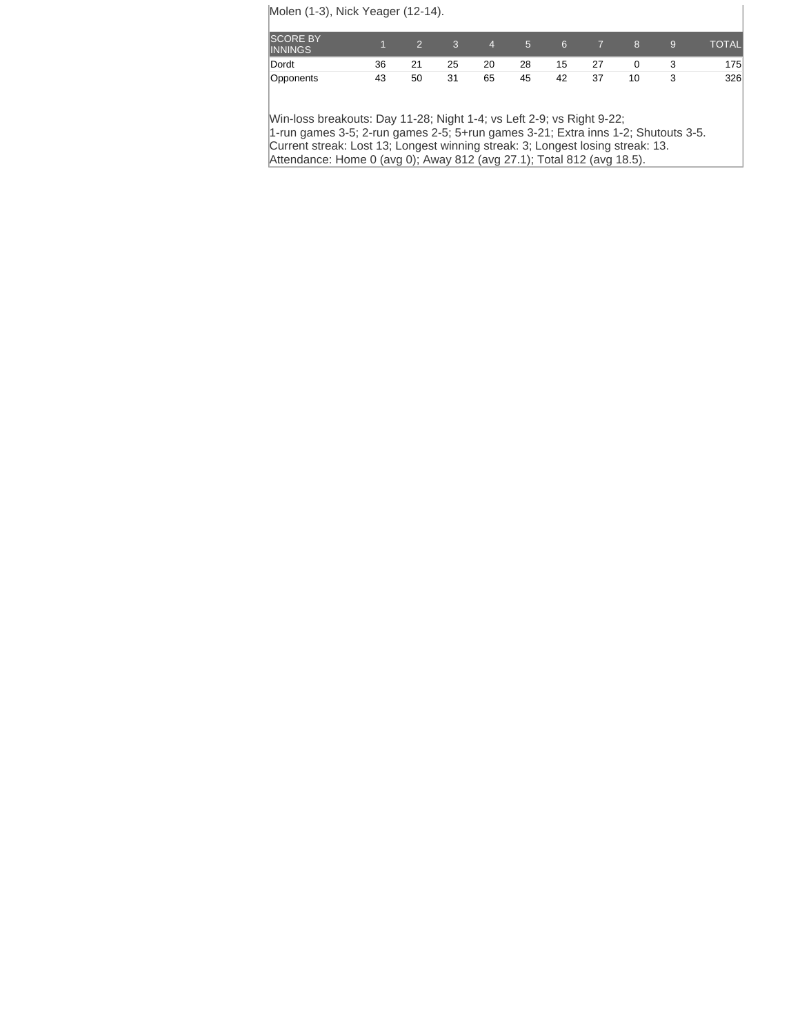Molen (1-3), Nick Yeager (12-14).

| SCORE BY INNINGS | 1 | 2 | 3 | 4 | 5 | 6 | 7 | 8 | 9 | TOTAL |
|---|---|---|---|---|---|---|---|---|---|---|
| Dordt | 36 | 21 | 25 | 20 | 28 | 15 | 27 | 0 | 3 | 175 |
| Opponents | 43 | 50 | 31 | 65 | 45 | 42 | 37 | 10 | 3 | 326 |

Win-loss breakouts: Day 11-28; Night 1-4; vs Left 2-9; vs Right 9-22;
1-run games 3-5; 2-run games 2-5; 5+run games 3-21; Extra inns 1-2; Shutouts 3-5.
Current streak: Lost 13; Longest winning streak: 3; Longest losing streak: 13.
Attendance: Home 0 (avg 0); Away 812 (avg 27.1); Total 812 (avg 18.5).